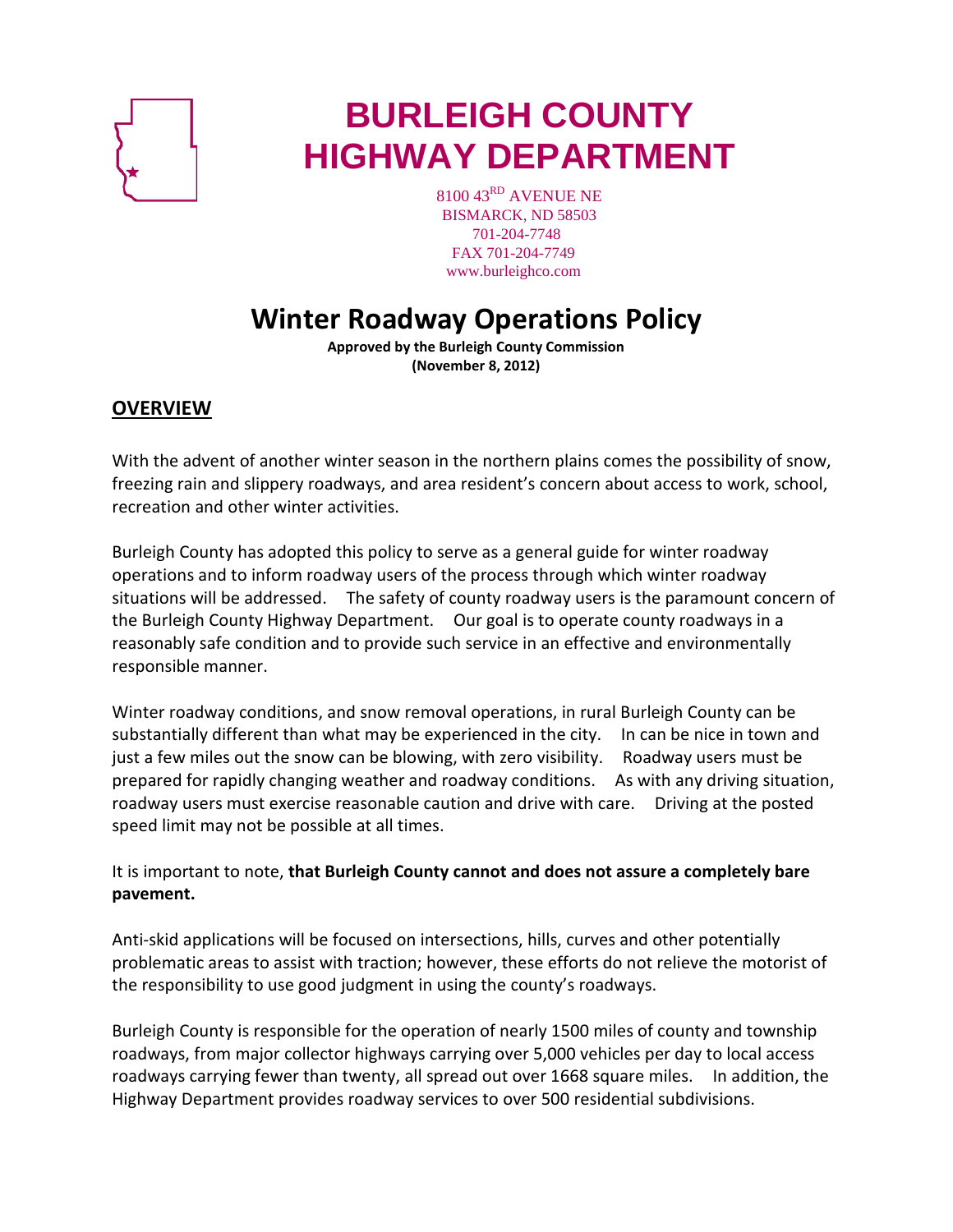# BURLEIGH COUNTY HIGHWAY DEPARTMENT

8100 43RD AVENUE NE
BISMARCK, ND 58503
701-204-7748
FAX 701-204-7749
www.burleighco.com

# Winter Roadway Operations Policy

**Approved by the Burleigh County Commission**
**(November 8, 2012)**

## OVERVIEW

With the advent of another winter season in the northern plains comes the possibility of snow, freezing rain and slippery roadways, and area resident's concern about access to work, school, recreation and other winter activities.

Burleigh County has adopted this policy to serve as a general guide for winter roadway operations and to inform roadway users of the process through which winter roadway situations will be addressed. The safety of county roadway users is the paramount concern of the Burleigh County Highway Department. Our goal is to operate county roadways in a reasonably safe condition and to provide such service in an effective and environmentally responsible manner.

Winter roadway conditions, and snow removal operations, in rural Burleigh County can be substantially different than what may be experienced in the city. In can be nice in town and just a few miles out the snow can be blowing, with zero visibility. Roadway users must be prepared for rapidly changing weather and roadway conditions. As with any driving situation, roadway users must exercise reasonable caution and drive with care. Driving at the posted speed limit may not be possible at all times.

It is important to note, **that Burleigh County cannot and does not assure a completely bare pavement.**

Anti-skid applications will be focused on intersections, hills, curves and other potentially problematic areas to assist with traction; however, these efforts do not relieve the motorist of the responsibility to use good judgment in using the county's roadways.

Burleigh County is responsible for the operation of nearly 1500 miles of county and township roadways, from major collector highways carrying over 5,000 vehicles per day to local access roadways carrying fewer than twenty, all spread out over 1668 square miles. In addition, the Highway Department provides roadway services to over 500 residential subdivisions.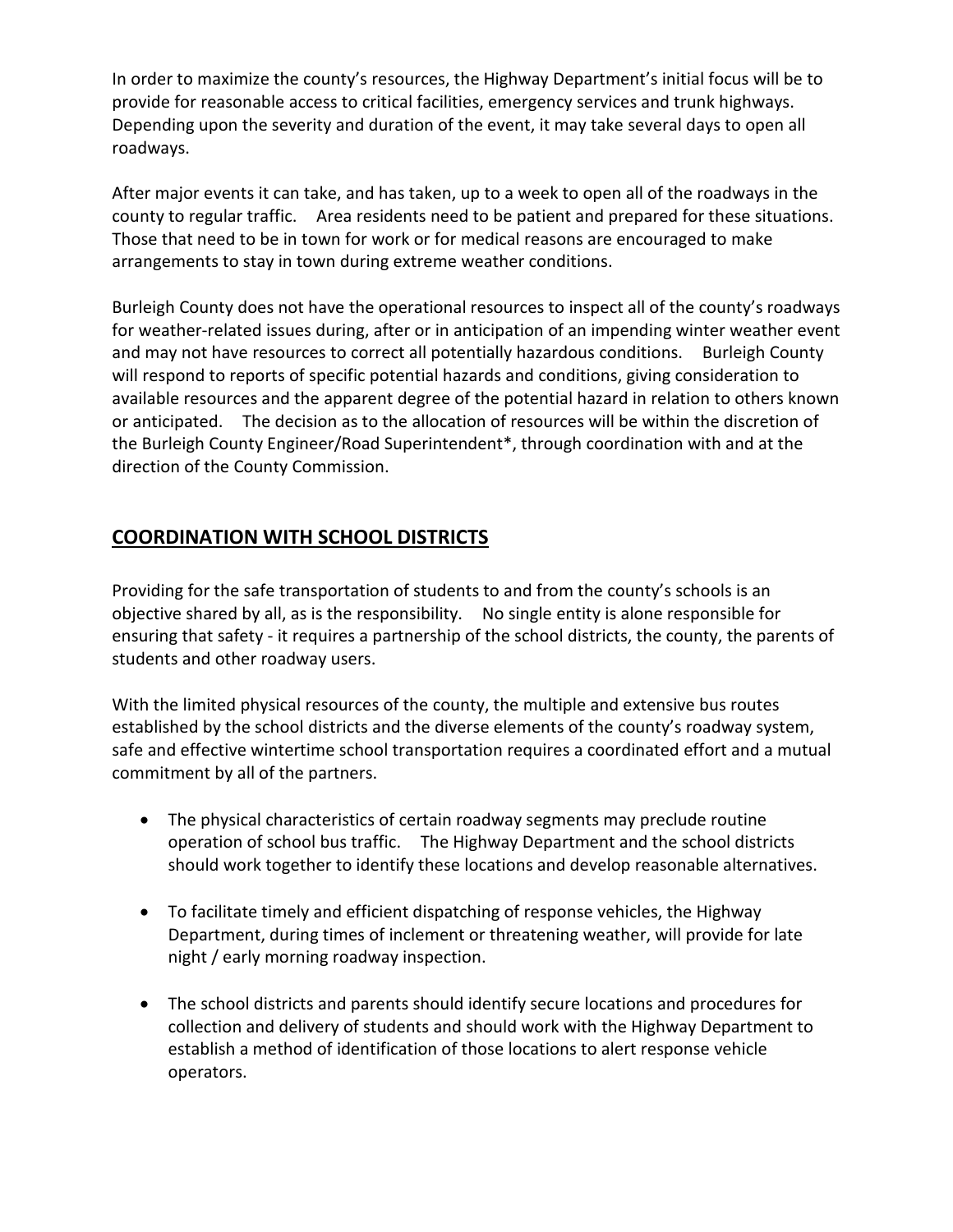In order to maximize the county's resources, the Highway Department's initial focus will be to provide for reasonable access to critical facilities, emergency services and trunk highways. Depending upon the severity and duration of the event, it may take several days to open all roadways.

After major events it can take, and has taken, up to a week to open all of the roadways in the county to regular traffic. Area residents need to be patient and prepared for these situations. Those that need to be in town for work or for medical reasons are encouraged to make arrangements to stay in town during extreme weather conditions.

Burleigh County does not have the operational resources to inspect all of the county's roadways for weather-related issues during, after or in anticipation of an impending winter weather event and may not have resources to correct all potentially hazardous conditions. Burleigh County will respond to reports of specific potential hazards and conditions, giving consideration to available resources and the apparent degree of the potential hazard in relation to others known or anticipated. The decision as to the allocation of resources will be within the discretion of the Burleigh County Engineer/Road Superintendent*, through coordination with and at the direction of the County Commission.

## COORDINATION WITH SCHOOL DISTRICTS

Providing for the safe transportation of students to and from the county's schools is an objective shared by all, as is the responsibility. No single entity is alone responsible for ensuring that safety - it requires a partnership of the school districts, the county, the parents of students and other roadway users.

With the limited physical resources of the county, the multiple and extensive bus routes established by the school districts and the diverse elements of the county's roadway system, safe and effective wintertime school transportation requires a coordinated effort and a mutual commitment by all of the partners.

- The physical characteristics of certain roadway segments may preclude routine operation of school bus traffic. The Highway Department and the school districts should work together to identify these locations and develop reasonable alternatives.

- To facilitate timely and efficient dispatching of response vehicles, the Highway Department, during times of inclement or threatening weather, will provide for late night / early morning roadway inspection.

- The school districts and parents should identify secure locations and procedures for collection and delivery of students and should work with the Highway Department to establish a method of identification of those locations to alert response vehicle operators.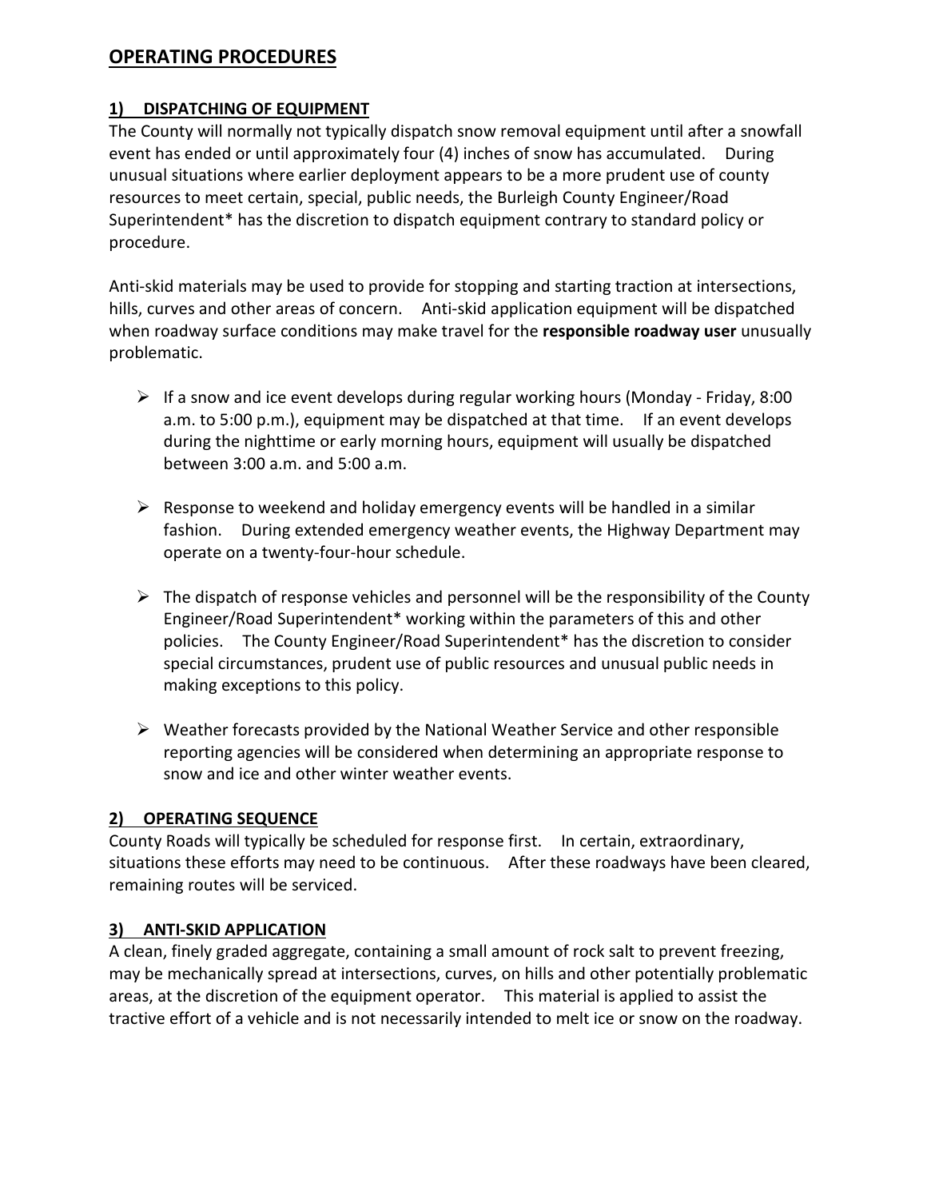# OPERATING PROCEDURES

## 1) DISPATCHING OF EQUIPMENT

The County will normally not typically dispatch snow removal equipment until after a snowfall event has ended or until approximately four (4) inches of snow has accumulated. During unusual situations where earlier deployment appears to be a more prudent use of county resources to meet certain, special, public needs, the Burleigh County Engineer/Road Superintendent* has the discretion to dispatch equipment contrary to standard policy or procedure.

Anti-skid materials may be used to provide for stopping and starting traction at intersections, hills, curves and other areas of concern. Anti-skid application equipment will be dispatched when roadway surface conditions may make travel for the **responsible roadway user** unusually problematic.

- If a snow and ice event develops during regular working hours (Monday - Friday, 8:00 a.m. to 5:00 p.m.), equipment may be dispatched at that time. If an event develops during the nighttime or early morning hours, equipment will usually be dispatched between 3:00 a.m. and 5:00 a.m.
- Response to weekend and holiday emergency events will be handled in a similar fashion. During extended emergency weather events, the Highway Department may operate on a twenty-four-hour schedule.
- The dispatch of response vehicles and personnel will be the responsibility of the County Engineer/Road Superintendent* working within the parameters of this and other policies. The County Engineer/Road Superintendent* has the discretion to consider special circumstances, prudent use of public resources and unusual public needs in making exceptions to this policy.
- Weather forecasts provided by the National Weather Service and other responsible reporting agencies will be considered when determining an appropriate response to snow and ice and other winter weather events.

## 2) OPERATING SEQUENCE

County Roads will typically be scheduled for response first. In certain, extraordinary, situations these efforts may need to be continuous. After these roadways have been cleared, remaining routes will be serviced.

## 3) ANTI-SKID APPLICATION

A clean, finely graded aggregate, containing a small amount of rock salt to prevent freezing, may be mechanically spread at intersections, curves, on hills and other potentially problematic areas, at the discretion of the equipment operator. This material is applied to assist the tractive effort of a vehicle and is not necessarily intended to melt ice or snow on the roadway.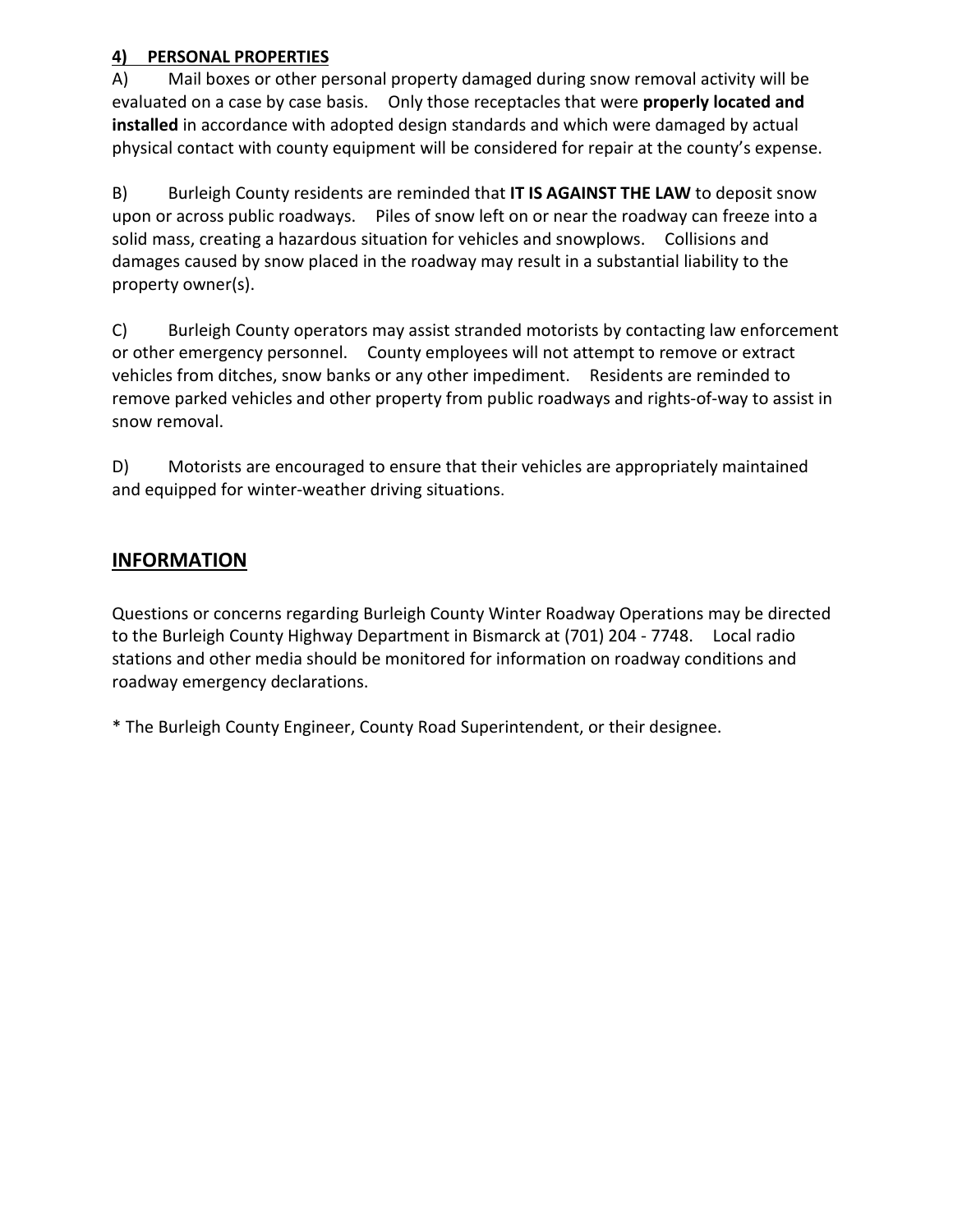## 4) PERSONAL PROPERTIES

A) Mail boxes or other personal property damaged during snow removal activity will be evaluated on a case by case basis. Only those receptacles that were **properly located and installed** in accordance with adopted design standards and which were damaged by actual physical contact with county equipment will be considered for repair at the county's expense.

B) Burleigh County residents are reminded that **IT IS AGAINST THE LAW** to deposit snow upon or across public roadways. Piles of snow left on or near the roadway can freeze into a solid mass, creating a hazardous situation for vehicles and snowplows. Collisions and damages caused by snow placed in the roadway may result in a substantial liability to the property owner(s).

C) Burleigh County operators may assist stranded motorists by contacting law enforcement or other emergency personnel. County employees will not attempt to remove or extract vehicles from ditches, snow banks or any other impediment. Residents are reminded to remove parked vehicles and other property from public roadways and rights-of-way to assist in snow removal.

D) Motorists are encouraged to ensure that their vehicles are appropriately maintained and equipped for winter-weather driving situations.

## INFORMATION

Questions or concerns regarding Burleigh County Winter Roadway Operations may be directed to the Burleigh County Highway Department in Bismarck at (701) 204 - 7748. Local radio stations and other media should be monitored for information on roadway conditions and roadway emergency declarations.

* The Burleigh County Engineer, County Road Superintendent, or their designee.